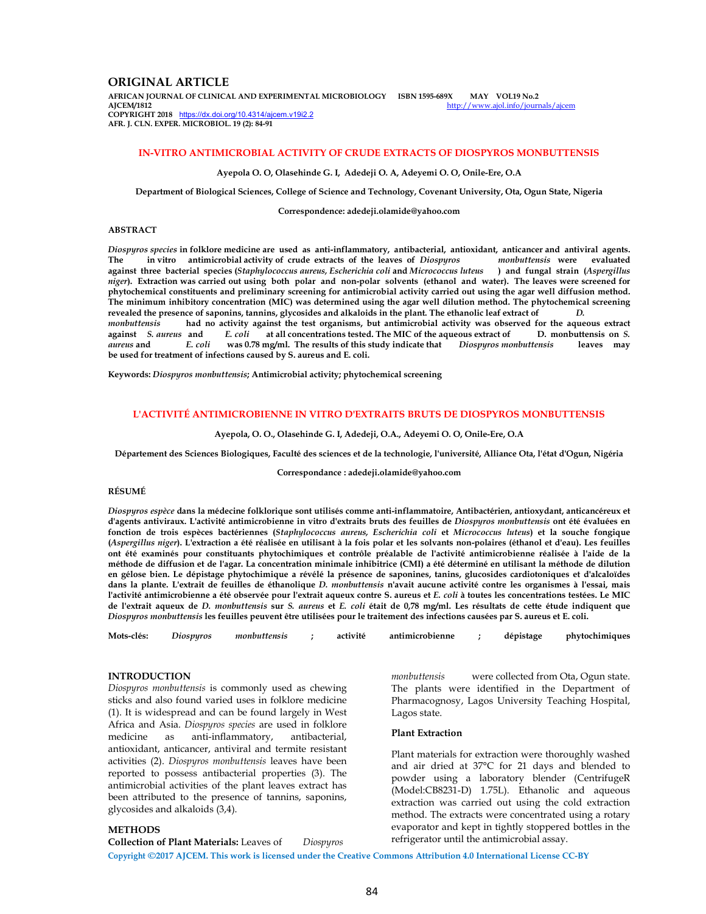## ORIGINAL ARTICLE

**AFRICAN JOURNAL OF CLINICAL AND EXPERIMENTAL MICROBIOLOGY ISBN 1595-689X MAY VOL19 No.2**
**AJCEM/1812** http://www.ajol.info/journals/ajcem
**COPYRIGHT 2018** https://dx.doi.org/10.4314/ajcem.v19i2.2
**AFR. J. CLN. EXPER. MICROBIOL. 19 (2): 84-91**

# IN-VITRO ANTIMICROBIAL ACTIVITY OF CRUDE EXTRACTS OF DIOSPYROS MONBUTTENSIS

**Ayepola O. O, Olasehinde G. I, Adedeji O. A, Adeyemi O. O, Onile-Ere, O.A**

**Department of Biological Sciences, College of Science and Technology, Covenant University, Ota, Ogun State, Nigeria**

**Correspondence: adedeji.olamide@yahoo.com**

### ABSTRACT

***Diospyros species*** **in folklore medicine are used as anti-inflammatory, antibacterial, antioxidant, anticancer and antiviral agents. The in vitro antimicrobial activity of crude extracts of the leaves of *Diospyros monbuttensis* were evaluated against three bacterial species (*Staphylococcus aureus, Escherichia coli* and *Micrococcus luteus*) and fungal strain (*Aspergillus niger*). Extraction was carried out using both polar and non-polar solvents (ethanol and water). The leaves were screened for phytochemical constituents and preliminary screening for antimicrobial activity carried out using the agar well diffusion method. The minimum inhibitory concentration (MIC) was determined using the agar well dilution method. The phytochemical screening revealed the presence of saponins, tannins, glycosides and alkaloids in the plant. The ethanolic leaf extract of *D. monbuttensis* had no activity against the test organisms, but antimicrobial activity was observed for the aqueous extract against *S. aureus* and *E. coli* at all concentrations tested. The MIC of the aqueous extract of D. monbuttensis on *S. aureus* and *E. coli* was 0.78 mg/ml. The results of this study indicate that *Diospyros monbuttensis* leaves may be used for treatment of infections caused by S. aureus and E. coli.**

**Keywords:** ***Diospyros monbuttensis*****; Antimicrobial activity; phytochemical screening**

# L'ACTIVITÉ ANTIMICROBIENNE IN VITRO D'EXTRAITS BRUTS DE DIOSPYROS MONBUTTENSIS

**Ayepola, O. O., Olasehinde G. I, Adedeji, O.A., Adeyemi O. O, Onile-Ere, O.A**

**Département des Sciences Biologiques, Faculté des sciences et de la technologie, l'université, Alliance Ota, l'état d'Ogun, Nigéria**

**Correspondance : adedeji.olamide@yahoo.com**

### RÉSUMÉ

***Diospyros espèce*** **dans la médecine folklorique sont utilisés comme anti-inflammatoire, Antibactérien, antioxydant, anticancéreux et d'agents antiviraux. L'activité antimicrobienne in vitro d'extraits bruts des feuilles de *Diospyros monbuttensis* ont été évaluées en fonction de trois espèces bactériennes (*Staphylococcus aureus, Escherichia coli* et *Micrococcus luteus*) et la souche fongique (*Aspergillus niger*). L'extraction a été réalisée en utilisant à la fois polar et les solvants non-polaires (éthanol et d'eau). Les feuilles ont été examinés pour constituants phytochimiques et contrôle préalable de l'activité antimicrobienne réalisée à l'aide de la méthode de diffusion et de l'agar. La concentration minimale inhibitrice (CMI) a été déterminé en utilisant la méthode de dilution en gélose bien. Le dépistage phytochimique a révélé la présence de saponines, tanins, glucosides cardiotoniques et d'alcaloïdes dans la plante. L'extrait de feuilles de éthanolique de *D. monbuttensis* n'avait aucune activité contre les organismes à l'essai, mais l'activité antimicrobienne a été observée pour l'extrait aqueux contre S. aureus et *E. coli* à toutes les concentrations testées. Le MIC de l'extrait aqueux de *D. monbuttensis* sur *S. aureus* et *E. coli* était de 0,78 mg/ml. Les résultats de cette étude indiquent que *Diospyros monbuttensis* les feuilles peuvent être utilisées pour le traitement des infections causées par S. aureus et E. coli.**

**Mots-clés:** ***Diospyros monbuttensis*** **; activité antimicrobienne ; dépistage phytochimiques**

### INTRODUCTION

*Diospyros monbuttensis* is commonly used as chewing sticks and also found varied uses in folklore medicine (1). It is widespread and can be found largely in West Africa and Asia. *Diospyros species* are used in folklore medicine as anti-inflammatory, antibacterial, antioxidant, anticancer, antiviral and termite resistant activities (2). *Diospyros monbuttensis* leaves have been reported to possess antibacterial properties (3). The antimicrobial activities of the plant leaves extract has been attributed to the presence of tannins, saponins, glycosides and alkaloids (3,4).

### METHODS

**Collection of Plant Materials:** Leaves of *Diospyros monbuttensis* were collected from Ota, Ogun state. The plants were identified in the Department of Pharmacognosy, Lagos University Teaching Hospital, Lagos state.

#### Plant Extraction

Plant materials for extraction were thoroughly washed and air dried at 37°C for 21 days and blended to powder using a laboratory blender (CentrifugeR (Model:CB8231-D) 1.75L). Ethanolic and aqueous extraction was carried out using the cold extraction method. The extracts were concentrated using a rotary evaporator and kept in tightly stoppered bottles in the refrigerator until the antimicrobial assay.

**Copyright ©2017 AJCEM. This work is licensed under the Creative Commons Attribution 4.0 International License CC-BY**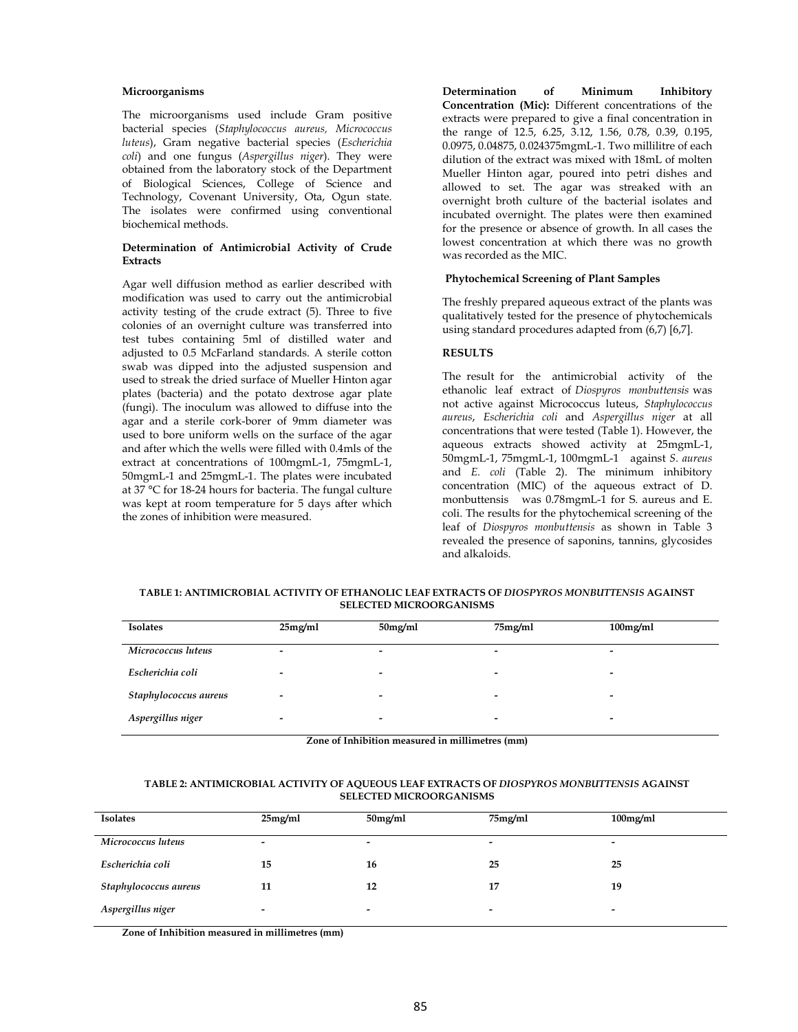### Microorganisms

The microorganisms used include Gram positive bacterial species (*Staphylococcus aureus, Micrococcus luteus*), Gram negative bacterial species (*Escherichia coli*) and one fungus (*Aspergillus niger*). They were obtained from the laboratory stock of the Department of Biological Sciences, College of Science and Technology, Covenant University, Ota, Ogun state. The isolates were confirmed using conventional biochemical methods.

### Determination of Antimicrobial Activity of Crude Extracts

Agar well diffusion method as earlier described with modification was used to carry out the antimicrobial activity testing of the crude extract (5). Three to five colonies of an overnight culture was transferred into test tubes containing 5ml of distilled water and adjusted to 0.5 McFarland standards. A sterile cotton swab was dipped into the adjusted suspension and used to streak the dried surface of Mueller Hinton agar plates (bacteria) and the potato dextrose agar plate (fungi). The inoculum was allowed to diffuse into the agar and a sterile cork-borer of 9mm diameter was used to bore uniform wells on the surface of the agar and after which the wells were filled with 0.4mls of the extract at concentrations of 100mgmL-1, 75mgmL-1, 50mgmL-1 and 25mgmL-1. The plates were incubated at 37 °C for 18-24 hours for bacteria. The fungal culture was kept at room temperature for 5 days after which the zones of inhibition were measured.

**Determination of Minimum Inhibitory Concentration (Mic):** Different concentrations of the extracts were prepared to give a final concentration in the range of 12.5, 6.25, 3.12, 1.56, 0.78, 0.39, 0.195, 0.0975, 0.04875, 0.024375mgmL-1. Two millilitre of each dilution of the extract was mixed with 18mL of molten Mueller Hinton agar, poured into petri dishes and allowed to set. The agar was streaked with an overnight broth culture of the bacterial isolates and incubated overnight. The plates were then examined for the presence or absence of growth. In all cases the lowest concentration at which there was no growth was recorded as the MIC.

### Phytochemical Screening of Plant Samples

The freshly prepared aqueous extract of the plants was qualitatively tested for the presence of phytochemicals using standard procedures adapted from (6,7) [6,7].

## RESULTS

The result for the antimicrobial activity of the ethanolic leaf extract of *Diospyros monbuttensis* was not active against Micrococcus luteus, *Staphylococcus aureus*, *Escherichia coli* and *Aspergillus niger* at all concentrations that were tested (Table 1). However, the aqueous extracts showed activity at 25mgmL-1, 50mgmL-1, 75mgmL-1, 100mgmL-1 against *S. aureus* and *E. coli* (Table 2). The minimum inhibitory concentration (MIC) of the aqueous extract of D. monbuttensis was 0.78mgmL-1 for S. aureus and E. coli. The results for the phytochemical screening of the leaf of *Diospyros monbuttensis* as shown in Table 3 revealed the presence of saponins, tannins, glycosides and alkaloids.

**TABLE 1: ANTIMICROBIAL ACTIVITY OF ETHANOLIC LEAF EXTRACTS OF *DIOSPYROS MONBUTTENSIS* AGAINST SELECTED MICROORGANISMS**

| Isolates | 25mg/ml | 50mg/ml | 75mg/ml | 100mg/ml |
|---|---|---|---|---|
| *Micrococcus luteus* | - | - | - | - |
| *Escherichia coli* | - | - | - | - |
| *Staphylococcus aureus* | - | - | - | - |
| *Aspergillus niger* | - | - | - | - |

**Zone of Inhibition measured in millimetres (mm)**

**TABLE 2: ANTIMICROBIAL ACTIVITY OF AQUEOUS LEAF EXTRACTS OF *DIOSPYROS MONBUTTENSIS* AGAINST SELECTED MICROORGANISMS**

| Isolates | 25mg/ml | 50mg/ml | 75mg/ml | 100mg/ml |
|---|---|---|---|---|
| *Micrococcus luteus* | - | - | - | - |
| *Escherichia coli* | 15 | 16 | 25 | 25 |
| *Staphylococcus aureus* | 11 | 12 | 17 | 19 |
| *Aspergillus niger* | - | - | - | - |

**Zone of Inhibition measured in millimetres (mm)**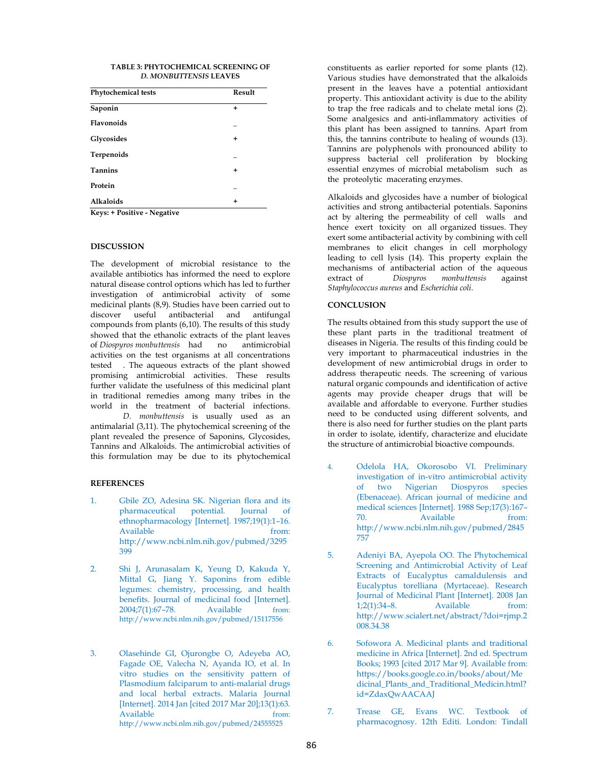**TABLE 3: PHYTOCHEMICAL SCREENING OF *D. MONBUTTENSIS* LEAVES**

| Phytochemical tests | Result |
| --- | --- |
| Saponin | + |
| Flavonoids | _ |
| Glycosides | + |
| Terpenoids | _ |
| Tannins | + |
| Protein | _ |
| Alkaloids | + |

**Keys: + Positive - Negative**

## DISCUSSION

The development of microbial resistance to the available antibiotics has informed the need to explore natural disease control options which has led to further investigation of antimicrobial activity of some medicinal plants (8,9). Studies have been carried out to discover useful antibacterial and antifungal compounds from plants (6,10). The results of this study showed that the ethanolic extracts of the plant leaves of *Diospyros monbuttensis* had no antimicrobial activities on the test organisms at all concentrations tested . The aqueous extracts of the plant showed promising antimicrobial activities. These results further validate the usefulness of this medicinal plant in traditional remedies among many tribes in the world in the treatment of bacterial infections. *D. monbuttensis* is usually used as an antimalarial (3,11). The phytochemical screening of the plant revealed the presence of Saponins, Glycosides, Tannins and Alkaloids. The antimicrobial activities of this formulation may be due to its phytochemical constituents as earlier reported for some plants (12). Various studies have demonstrated that the alkaloids present in the leaves have a potential antioxidant property. This antioxidant activity is due to the ability to trap the free radicals and to chelate metal ions (2). Some analgesics and anti-inflammatory activities of this plant has been assigned to tannins. Apart from this, the tannins contribute to healing of wounds (13). Tannins are polyphenols with pronounced ability to suppress bacterial cell proliferation by blocking essential enzymes of microbial metabolism such as the proteolytic macerating enzymes.

Alkaloids and glycosides have a number of biological activities and strong antibacterial potentials. Saponins act by altering the permeability of cell walls and hence exert toxicity on all organized tissues. They exert some antibacterial activity by combining with cell membranes to elicit changes in cell morphology leading to cell lysis (14). This property explain the mechanisms of antibacterial action of the aqueous extract of *Diospyros monbuttensis* against *Staphylococcus aureus* and *Escherichia coli*.

## CONCLUSION

The results obtained from this study support the use of these plant parts in the traditional treatment of diseases in Nigeria. The results of this finding could be very important to pharmaceutical industries in the development of new antimicrobial drugs in order to address therapeutic needs. The screening of various natural organic compounds and identification of active agents may provide cheaper drugs that will be available and affordable to everyone. Further studies need to be conducted using different solvents, and there is also need for further studies on the plant parts in order to isolate, identify, characterize and elucidate the structure of antimicrobial bioactive compounds.

## REFERENCES

1. Gbile ZO, Adesina SK. Nigerian flora and its pharmaceutical potential. Journal of ethnopharmacology [Internet]. 1987;19(1):1–16. Available from: http://www.ncbi.nlm.nih.gov/pubmed/3295399

2. Shi J, Arunasalam K, Yeung D, Kakuda Y, Mittal G, Jiang Y. Saponins from edible legumes: chemistry, processing, and health benefits. Journal of medicinal food [Internet]. 2004;7(1):67–78. Available from: http://www.ncbi.nlm.nih.gov/pubmed/15117556

3. Olasehinde GI, Ojurongbe O, Adeyeba AO, Fagade OE, Valecha N, Ayanda IO, et al. In vitro studies on the sensitivity pattern of Plasmodium falciparum to anti-malarial drugs and local herbal extracts. Malaria Journal [Internet]. 2014 Jan [cited 2017 Mar 20];13(1):63. Available from: http://www.ncbi.nlm.nih.gov/pubmed/24555525

4. Odelola HA, Okorosobo VI. Preliminary investigation of in-vitro antimicrobial activity of two Nigerian Diospyros species (Ebenaceae). African journal of medicine and medical sciences [Internet]. 1988 Sep;17(3):167–70. Available from: http://www.ncbi.nlm.nih.gov/pubmed/2845757

5. Adeniyi BA, Ayepola OO. The Phytochemical Screening and Antimicrobial Activity of Leaf Extracts of Eucalyptus camaldulensis and Eucalyptus torelliana (Myrtaceae). Research Journal of Medicinal Plant [Internet]. 2008 Jan 1;2(1):34–8. Available from: http://www.scialert.net/abstract/?doi=rjmp.2008.34.38

6. Sofowora A. Medicinal plants and traditional medicine in Africa [Internet]. 2nd ed. Spectrum Books; 1993 [cited 2017 Mar 9]. Available from: https://books.google.co.in/books/about/Medicinal_Plants_and_Traditional_Medicin.html?id=ZdaxQwAACAAJ

7. Trease GE, Evans WC. Textbook of pharmacognosy. 12th Editi. London: Tindall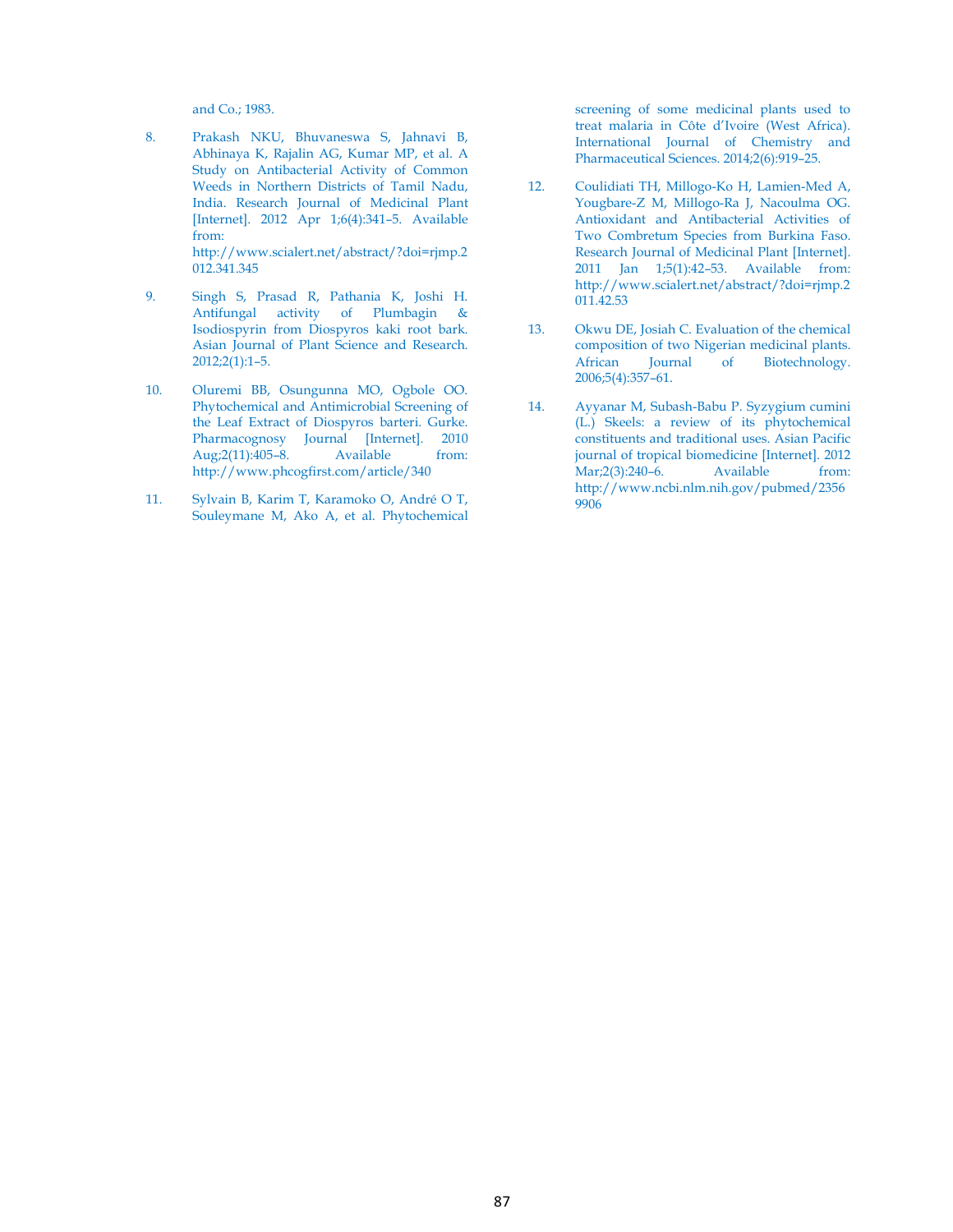and Co.; 1983.

8. Prakash NKU, Bhuvaneswa S, Jahnavi B, Abhinaya K, Rajalin AG, Kumar MP, et al. A Study on Antibacterial Activity of Common Weeds in Northern Districts of Tamil Nadu, India. Research Journal of Medicinal Plant [Internet]. 2012 Apr 1;6(4):341–5. Available from: http://www.scialert.net/abstract/?doi=rjmp.2012.341.345

9. Singh S, Prasad R, Pathania K, Joshi H. Antifungal activity of Plumbagin & Isodiospyrin from Diospyros kaki root bark. Asian Journal of Plant Science and Research. 2012;2(1):1–5.

10. Oluremi BB, Osungunna MO, Ogbole OO. Phytochemical and Antimicrobial Screening of the Leaf Extract of Diospyros barteri. Gurke. Pharmacognosy Journal [Internet]. 2010 Aug;2(11):405–8. Available from: http://www.phcogfirst.com/article/340

11. Sylvain B, Karim T, Karamoko O, André O T, Souleymane M, Ako A, et al. Phytochemical screening of some medicinal plants used to treat malaria in Côte d'Ivoire (West Africa). International Journal of Chemistry and Pharmaceutical Sciences. 2014;2(6):919–25.

12. Coulidiati TH, Millogo-Ko H, Lamien-Med A, Yougbare-Z M, Millogo-Ra J, Nacoulma OG. Antioxidant and Antibacterial Activities of Two Combretum Species from Burkina Faso. Research Journal of Medicinal Plant [Internet]. 2011 Jan 1;5(1):42–53. Available from: http://www.scialert.net/abstract/?doi=rjmp.2011.42.53

13. Okwu DE, Josiah C. Evaluation of the chemical composition of two Nigerian medicinal plants. African Journal of Biotechnology. 2006;5(4):357–61.

14. Ayyanar M, Subash-Babu P. Syzygium cumini (L.) Skeels: a review of its phytochemical constituents and traditional uses. Asian Pacific journal of tropical biomedicine [Internet]. 2012 Mar;2(3):240–6. Available from: http://www.ncbi.nlm.nih.gov/pubmed/23569906